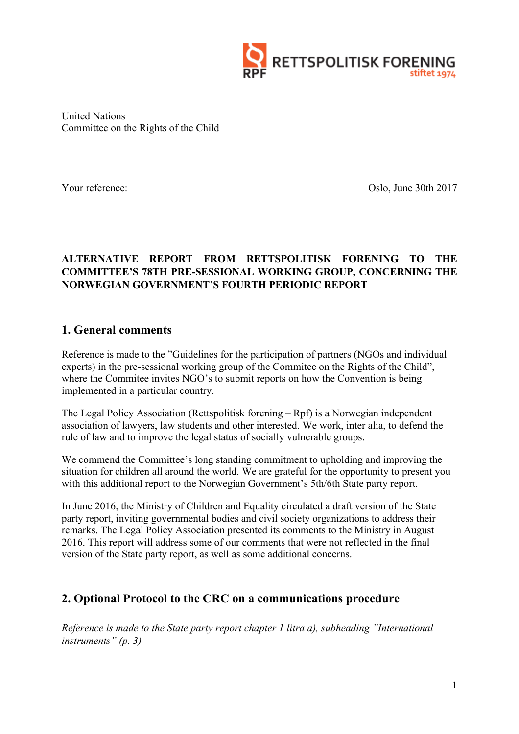RETTSPOLITISK FORENING
RPF
stiftet 1974

United Nations
Committee on the Rights of the Child

Your reference: Oslo, June 30th 2017

**ALTERNATIVE REPORT FROM RETTSPOLITISK FORENING TO THE COMMITTEE'S 78TH PRE-SESSIONAL WORKING GROUP, CONCERNING THE NORWEGIAN GOVERNMENT'S FOURTH PERIODIC REPORT**

## 1. General comments

Reference is made to the "Guidelines for the participation of partners (NGOs and individual experts) in the pre-sessional working group of the Commitee on the Rights of the Child", where the Commitee invites NGO's to submit reports on how the Convention is being implemented in a particular country.

The Legal Policy Association (Rettspolitisk forening – Rpf) is a Norwegian independent association of lawyers, law students and other interested. We work, inter alia, to defend the rule of law and to improve the legal status of socially vulnerable groups.

We commend the Committee's long standing commitment to upholding and improving the situation for children all around the world. We are grateful for the opportunity to present you with this additional report to the Norwegian Government's 5th/6th State party report.

In June 2016, the Ministry of Children and Equality circulated a draft version of the State party report, inviting governmental bodies and civil society organizations to address their remarks. The Legal Policy Association presented its comments to the Ministry in August 2016. This report will address some of our comments that were not reflected in the final version of the State party report, as well as some additional concerns.

## 2. Optional Protocol to the CRC on a communications procedure

*Reference is made to the State party report chapter 1 litra a), subheading "International instruments" (p. 3)*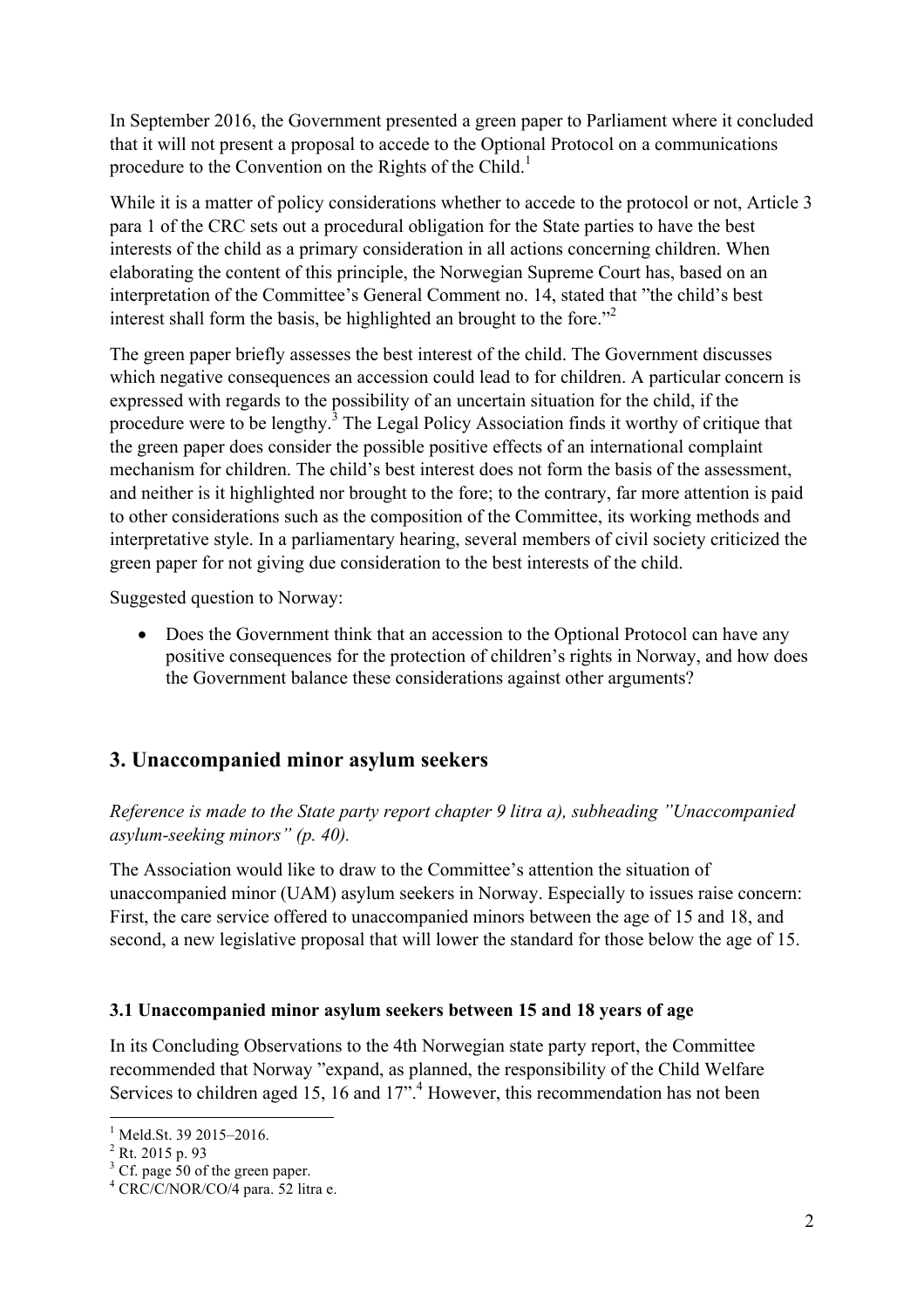In September 2016, the Government presented a green paper to Parliament where it concluded that it will not present a proposal to accede to the Optional Protocol on a communications procedure to the Convention on the Rights of the Child.[1]

While it is a matter of policy considerations whether to accede to the protocol or not, Article 3 para 1 of the CRC sets out a procedural obligation for the State parties to have the best interests of the child as a primary consideration in all actions concerning children. When elaborating the content of this principle, the Norwegian Supreme Court has, based on an interpretation of the Committee's General Comment no. 14, stated that "the child's best interest shall form the basis, be highlighted an brought to the fore."[2]

The green paper briefly assesses the best interest of the child. The Government discusses which negative consequences an accession could lead to for children. A particular concern is expressed with regards to the possibility of an uncertain situation for the child, if the procedure were to be lengthy.[3] The Legal Policy Association finds it worthy of critique that the green paper does consider the possible positive effects of an international complaint mechanism for children. The child's best interest does not form the basis of the assessment, and neither is it highlighted nor brought to the fore; to the contrary, far more attention is paid to other considerations such as the composition of the Committee, its working methods and interpretative style. In a parliamentary hearing, several members of civil society criticized the green paper for not giving due consideration to the best interests of the child.

Suggested question to Norway:

- Does the Government think that an accession to the Optional Protocol can have any positive consequences for the protection of children's rights in Norway, and how does the Government balance these considerations against other arguments?

## 3. Unaccompanied minor asylum seekers

*Reference is made to the State party report chapter 9 litra a), subheading "Unaccompanied asylum-seeking minors" (p. 40).*

The Association would like to draw to the Committee's attention the situation of unaccompanied minor (UAM) asylum seekers in Norway. Especially to issues raise concern: First, the care service offered to unaccompanied minors between the age of 15 and 18, and second, a new legislative proposal that will lower the standard for those below the age of 15.

### 3.1 Unaccompanied minor asylum seekers between 15 and 18 years of age

In its Concluding Observations to the 4th Norwegian state party report, the Committee recommended that Norway "expand, as planned, the responsibility of the Child Welfare Services to children aged 15, 16 and 17".[4] However, this recommendation has not been

[1] Meld.St. 39 2015–2016.

[2] Rt. 2015 p. 93

[3] Cf. page 50 of the green paper.

[4] CRC/C/NOR/CO/4 para. 52 litra e.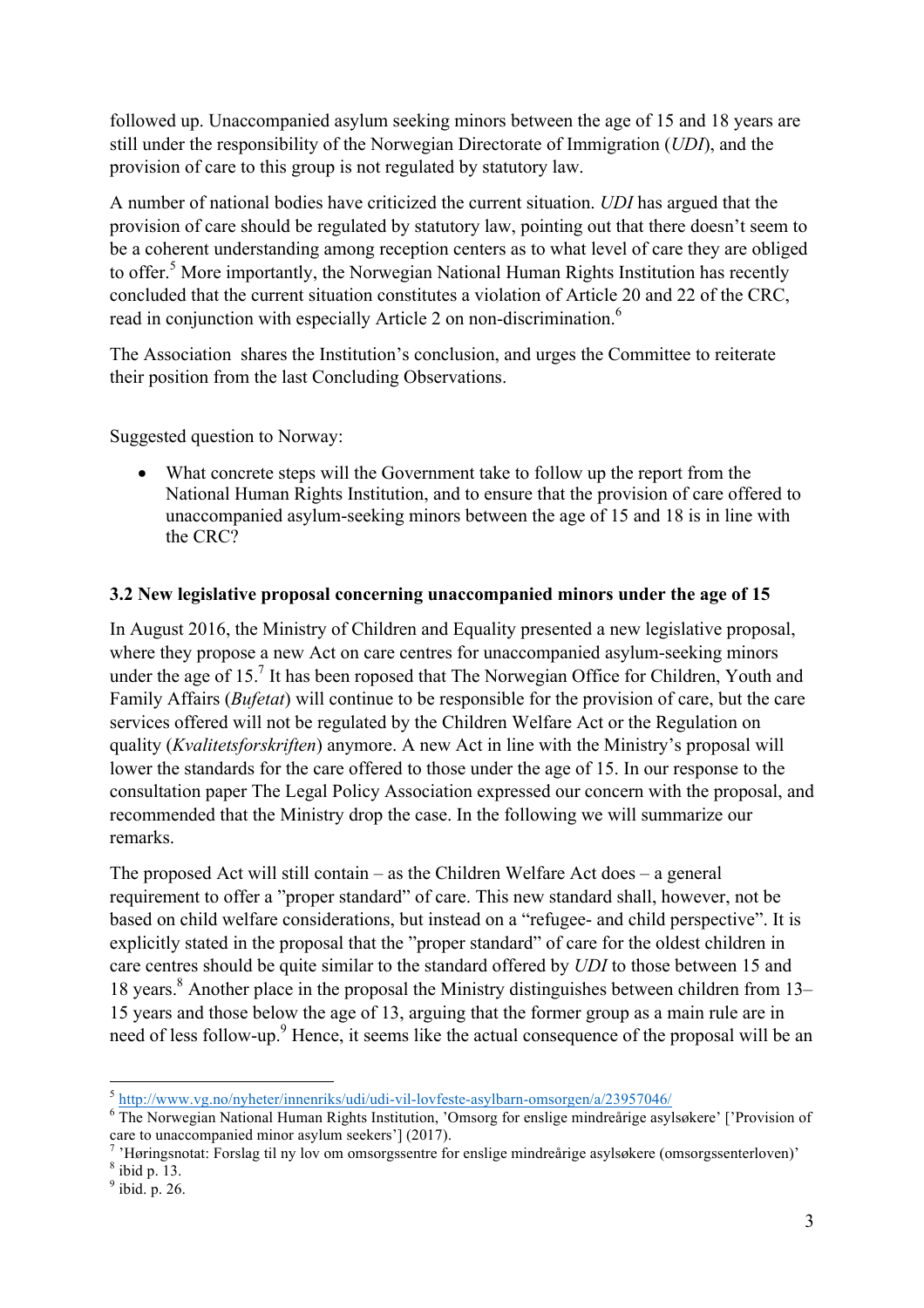followed up. Unaccompanied asylum seeking minors between the age of 15 and 18 years are still under the responsibility of the Norwegian Directorate of Immigration (*UDI*), and the provision of care to this group is not regulated by statutory law.

A number of national bodies have criticized the current situation. *UDI* has argued that the provision of care should be regulated by statutory law, pointing out that there doesn't seem to be a coherent understanding among reception centers as to what level of care they are obliged to offer.[5] More importantly, the Norwegian National Human Rights Institution has recently concluded that the current situation constitutes a violation of Article 20 and 22 of the CRC, read in conjunction with especially Article 2 on non-discrimination.[6]

The Association shares the Institution's conclusion, and urges the Committee to reiterate their position from the last Concluding Observations.

Suggested question to Norway:

- What concrete steps will the Government take to follow up the report from the National Human Rights Institution, and to ensure that the provision of care offered to unaccompanied asylum-seeking minors between the age of 15 and 18 is in line with the CRC?

### 3.2 New legislative proposal concerning unaccompanied minors under the age of 15

In August 2016, the Ministry of Children and Equality presented a new legislative proposal, where they propose a new Act on care centres for unaccompanied asylum-seeking minors under the age of 15.[7] It has been roposed that The Norwegian Office for Children, Youth and Family Affairs (*Bufetat*) will continue to be responsible for the provision of care, but the care services offered will not be regulated by the Children Welfare Act or the Regulation on quality (*Kvalitetsforskriften*) anymore. A new Act in line with the Ministry's proposal will lower the standards for the care offered to those under the age of 15. In our response to the consultation paper The Legal Policy Association expressed our concern with the proposal, and recommended that the Ministry drop the case. In the following we will summarize our remarks.

The proposed Act will still contain – as the Children Welfare Act does – a general requirement to offer a "proper standard" of care. This new standard shall, however, not be based on child welfare considerations, but instead on a "refugee- and child perspective". It is explicitly stated in the proposal that the "proper standard" of care for the oldest children in care centres should be quite similar to the standard offered by *UDI* to those between 15 and 18 years.[8] Another place in the proposal the Ministry distinguishes between children from 13–15 years and those below the age of 13, arguing that the former group as a main rule are in need of less follow-up.[9] Hence, it seems like the actual consequence of the proposal will be an

---

[5] http://www.vg.no/nyheter/innenriks/udi/udi-vil-lovfeste-asylbarn-omsorgen/a/23957046/

[6] The Norwegian National Human Rights Institution, 'Omsorg for enslige mindreårige asylsøkere' ['Provision of care to unaccompanied minor asylum seekers'] (2017).

[7] 'Høringsnotat: Forslag til ny lov om omsorgssentre for enslige mindreårige asylsøkere (omsorgssenterloven)'

[8] ibid p. 13.

[9] ibid. p. 26.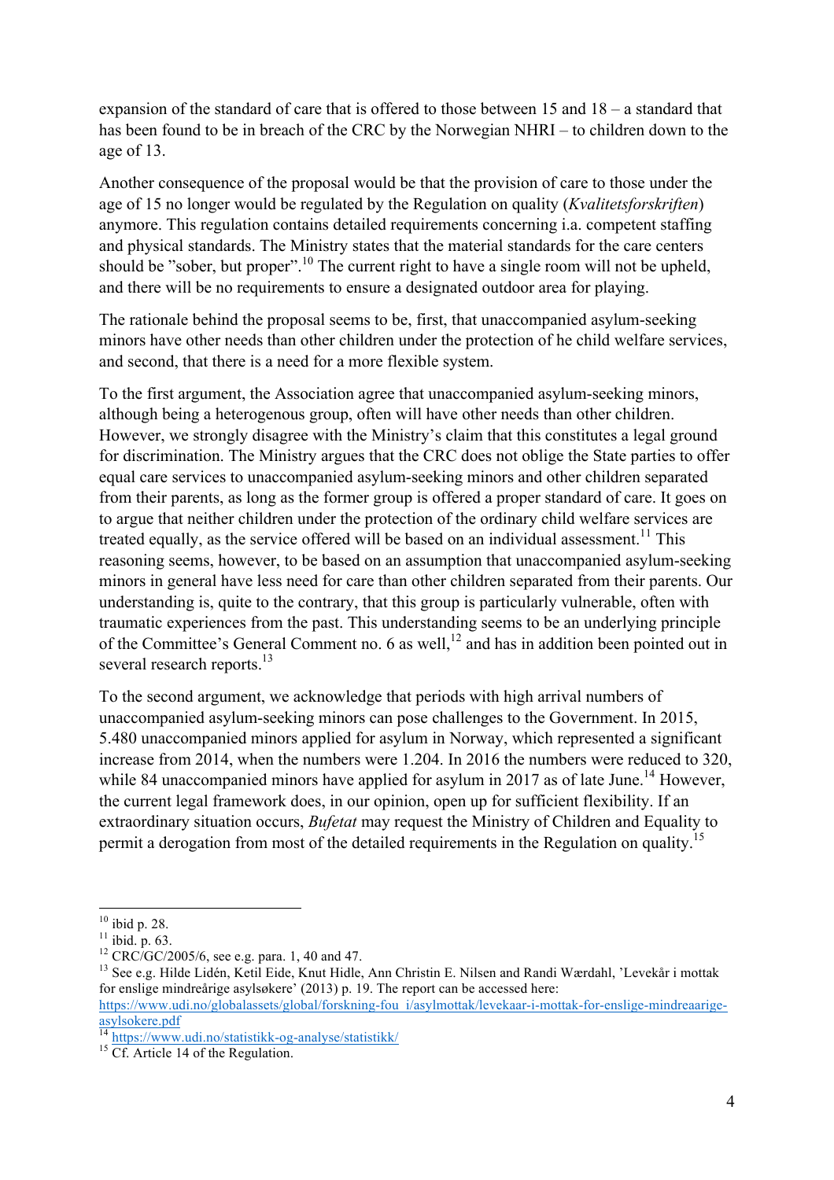expansion of the standard of care that is offered to those between 15 and 18 – a standard that has been found to be in breach of the CRC by the Norwegian NHRI – to children down to the age of 13.

Another consequence of the proposal would be that the provision of care to those under the age of 15 no longer would be regulated by the Regulation on quality (*Kvalitetsforskriften*) anymore. This regulation contains detailed requirements concerning i.a. competent staffing and physical standards. The Ministry states that the material standards for the care centers should be "sober, but proper".[10] The current right to have a single room will not be upheld, and there will be no requirements to ensure a designated outdoor area for playing.

The rationale behind the proposal seems to be, first, that unaccompanied asylum-seeking minors have other needs than other children under the protection of he child welfare services, and second, that there is a need for a more flexible system.

To the first argument, the Association agree that unaccompanied asylum-seeking minors, although being a heterogenous group, often will have other needs than other children. However, we strongly disagree with the Ministry's claim that this constitutes a legal ground for discrimination. The Ministry argues that the CRC does not oblige the State parties to offer equal care services to unaccompanied asylum-seeking minors and other children separated from their parents, as long as the former group is offered a proper standard of care. It goes on to argue that neither children under the protection of the ordinary child welfare services are treated equally, as the service offered will be based on an individual assessment.[11] This reasoning seems, however, to be based on an assumption that unaccompanied asylum-seeking minors in general have less need for care than other children separated from their parents. Our understanding is, quite to the contrary, that this group is particularly vulnerable, often with traumatic experiences from the past. This understanding seems to be an underlying principle of the Committee's General Comment no. 6 as well,[12] and has in addition been pointed out in several research reports.[13]

To the second argument, we acknowledge that periods with high arrival numbers of unaccompanied asylum-seeking minors can pose challenges to the Government. In 2015, 5.480 unaccompanied minors applied for asylum in Norway, which represented a significant increase from 2014, when the numbers were 1.204. In 2016 the numbers were reduced to 320, while 84 unaccompanied minors have applied for asylum in 2017 as of late June.[14] However, the current legal framework does, in our opinion, open up for sufficient flexibility. If an extraordinary situation occurs, *Bufetat* may request the Ministry of Children and Equality to permit a derogation from most of the detailed requirements in the Regulation on quality.[15]

---

[10] ibid p. 28.

[11] ibid. p. 63.

[12] CRC/GC/2005/6, see e.g. para. 1, 40 and 47.

[13] See e.g. Hilde Lidén, Ketil Eide, Knut Hidle, Ann Christin E. Nilsen and Randi Wærdahl, 'Levekår i mottak for enslige mindreårige asylsøkere' (2013) p. 19. The report can be accessed here: https://www.udi.no/globalassets/global/forskning-fou_i/asylmottak/levekaar-i-mottak-for-enslige-mindreaarige-asylsokere.pdf

[14] https://www.udi.no/statistikk-og-analyse/statistikk/

[15] Cf. Article 14 of the Regulation.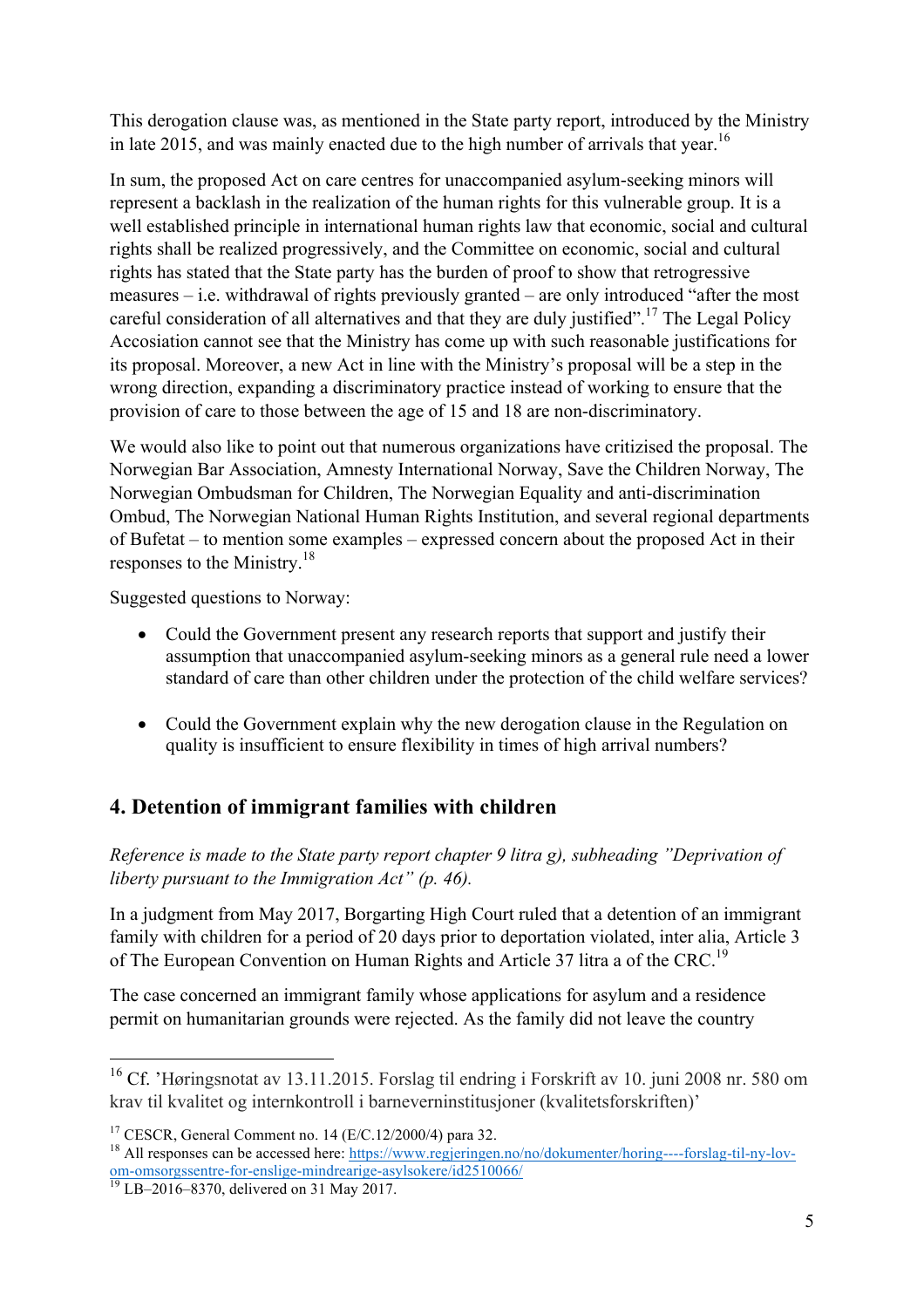This derogation clause was, as mentioned in the State party report, introduced by the Ministry in late 2015, and was mainly enacted due to the high number of arrivals that year.[16]

In sum, the proposed Act on care centres for unaccompanied asylum-seeking minors will represent a backlash in the realization of the human rights for this vulnerable group. It is a well established principle in international human rights law that economic, social and cultural rights shall be realized progressively, and the Committee on economic, social and cultural rights has stated that the State party has the burden of proof to show that retrogressive measures – i.e. withdrawal of rights previously granted – are only introduced "after the most careful consideration of all alternatives and that they are duly justified".[17] The Legal Policy Accosiation cannot see that the Ministry has come up with such reasonable justifications for its proposal. Moreover, a new Act in line with the Ministry's proposal will be a step in the wrong direction, expanding a discriminatory practice instead of working to ensure that the provision of care to those between the age of 15 and 18 are non-discriminatory.

We would also like to point out that numerous organizations have critizised the proposal. The Norwegian Bar Association, Amnesty International Norway, Save the Children Norway, The Norwegian Ombudsman for Children, The Norwegian Equality and anti-discrimination Ombud, The Norwegian National Human Rights Institution, and several regional departments of Bufetat – to mention some examples – expressed concern about the proposed Act in their responses to the Ministry.[18]

Suggested questions to Norway:

- Could the Government present any research reports that support and justify their assumption that unaccompanied asylum-seeking minors as a general rule need a lower standard of care than other children under the protection of the child welfare services?

- Could the Government explain why the new derogation clause in the Regulation on quality is insufficient to ensure flexibility in times of high arrival numbers?

## 4. Detention of immigrant families with children

*Reference is made to the State party report chapter 9 litra g), subheading "Deprivation of liberty pursuant to the Immigration Act" (p. 46).*

In a judgment from May 2017, Borgarting High Court ruled that a detention of an immigrant family with children for a period of 20 days prior to deportation violated, inter alia, Article 3 of The European Convention on Human Rights and Article 37 litra a of the CRC.[19]

The case concerned an immigrant family whose applications for asylum and a residence permit on humanitarian grounds were rejected. As the family did not leave the country

---

[16] Cf. 'Høringsnotat av 13.11.2015. Forslag til endring i Forskrift av 10. juni 2008 nr. 580 om krav til kvalitet og internkontroll i barneverninstitusjoner (kvalitetsforskriften)'

[17] CESCR, General Comment no. 14 (E/C.12/2000/4) para 32.

[18] All responses can be accessed here: https://www.regjeringen.no/no/dokumenter/horing----forslag-til-ny-lov-om-omsorgssentre-for-enslige-mindrearige-asylsokere/id2510066/

[19] LB–2016–8370, delivered on 31 May 2017.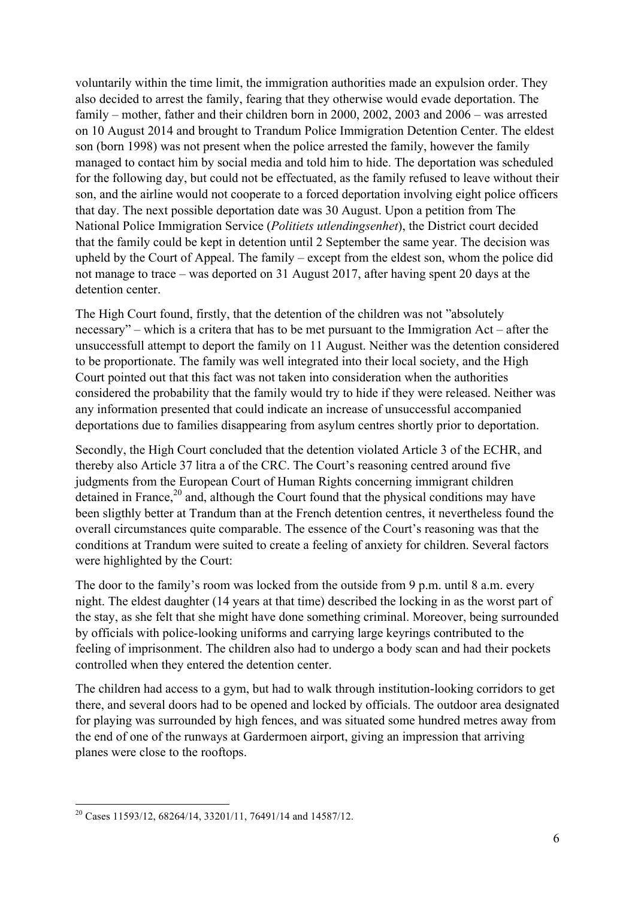voluntarily within the time limit, the immigration authorities made an expulsion order. They also decided to arrest the family, fearing that they otherwise would evade deportation. The family – mother, father and their children born in 2000, 2002, 2003 and 2006 – was arrested on 10 August 2014 and brought to Trandum Police Immigration Detention Center. The eldest son (born 1998) was not present when the police arrested the family, however the family managed to contact him by social media and told him to hide. The deportation was scheduled for the following day, but could not be effectuated, as the family refused to leave without their son, and the airline would not cooperate to a forced deportation involving eight police officers that day. The next possible deportation date was 30 August. Upon a petition from The National Police Immigration Service (*Politiets utlendingsenhet*), the District court decided that the family could be kept in detention until 2 September the same year. The decision was upheld by the Court of Appeal. The family – except from the eldest son, whom the police did not manage to trace – was deported on 31 August 2017, after having spent 20 days at the detention center.

The High Court found, firstly, that the detention of the children was not "absolutely necessary" – which is a critera that has to be met pursuant to the Immigration Act – after the unsuccessfull attempt to deport the family on 11 August. Neither was the detention considered to be proportionate. The family was well integrated into their local society, and the High Court pointed out that this fact was not taken into consideration when the authorities considered the probability that the family would try to hide if they were released. Neither was any information presented that could indicate an increase of unsuccessful accompanied deportations due to families disappearing from asylum centres shortly prior to deportation.

Secondly, the High Court concluded that the detention violated Article 3 of the ECHR, and thereby also Article 37 litra a of the CRC. The Court's reasoning centred around five judgments from the European Court of Human Rights concerning immigrant children detained in France,[20] and, although the Court found that the physical conditions may have been sligthly better at Trandum than at the French detention centres, it nevertheless found the overall circumstances quite comparable. The essence of the Court's reasoning was that the conditions at Trandum were suited to create a feeling of anxiety for children. Several factors were highlighted by the Court:

The door to the family's room was locked from the outside from 9 p.m. until 8 a.m. every night. The eldest daughter (14 years at that time) described the locking in as the worst part of the stay, as she felt that she might have done something criminal. Moreover, being surrounded by officials with police-looking uniforms and carrying large keyrings contributed to the feeling of imprisonment. The children also had to undergo a body scan and had their pockets controlled when they entered the detention center.

The children had access to a gym, but had to walk through institution-looking corridors to get there, and several doors had to be opened and locked by officials. The outdoor area designated for playing was surrounded by high fences, and was situated some hundred metres away from the end of one of the runways at Gardermoen airport, giving an impression that arriving planes were close to the rooftops.

---

[20] Cases 11593/12, 68264/14, 33201/11, 76491/14 and 14587/12.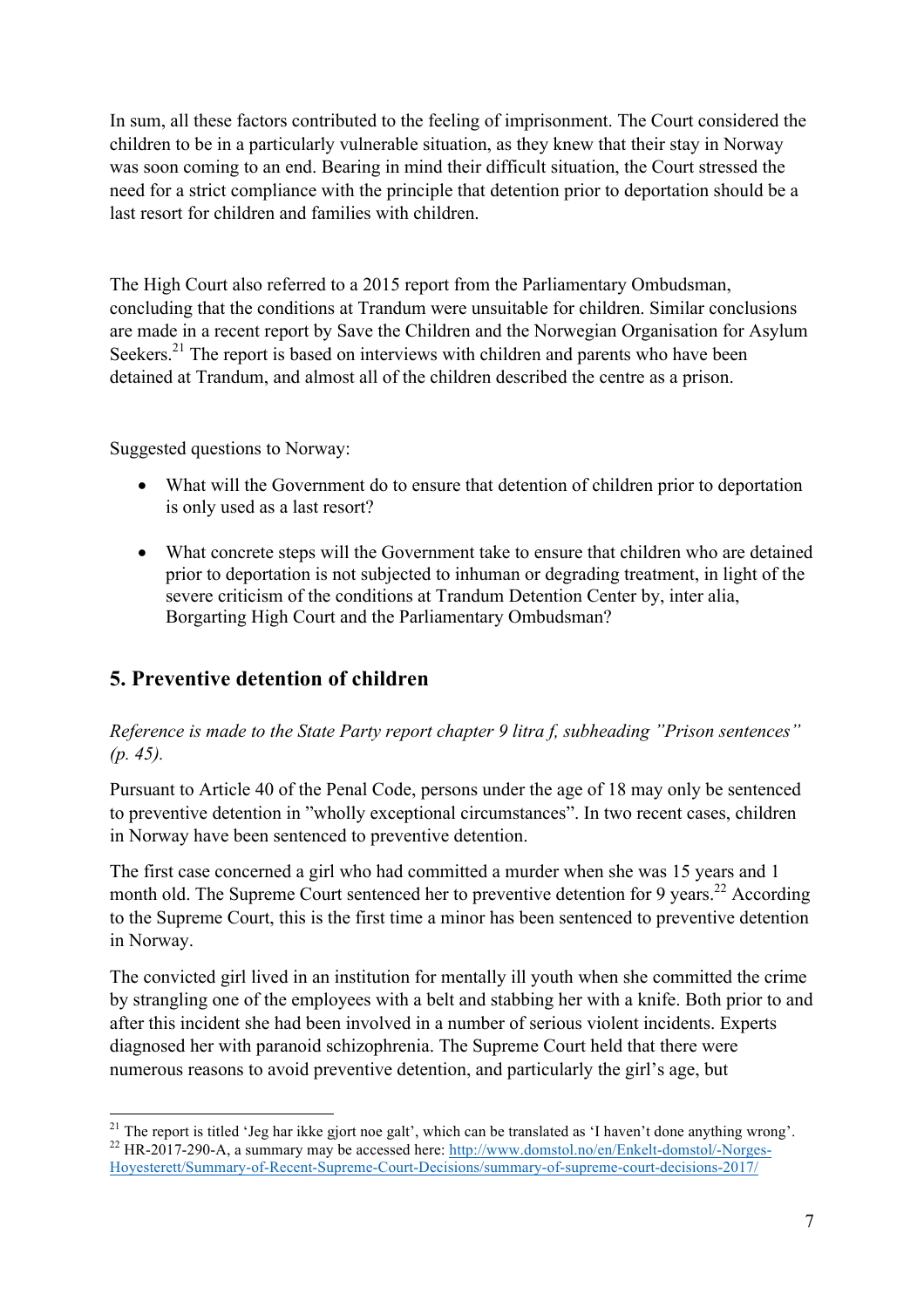In sum, all these factors contributed to the feeling of imprisonment. The Court considered the children to be in a particularly vulnerable situation, as they knew that their stay in Norway was soon coming to an end. Bearing in mind their difficult situation, the Court stressed the need for a strict compliance with the principle that detention prior to deportation should be a last resort for children and families with children.

The High Court also referred to a 2015 report from the Parliamentary Ombudsman, concluding that the conditions at Trandum were unsuitable for children. Similar conclusions are made in a recent report by Save the Children and the Norwegian Organisation for Asylum Seekers.[21] The report is based on interviews with children and parents who have been detained at Trandum, and almost all of the children described the centre as a prison.

Suggested questions to Norway:

- What will the Government do to ensure that detention of children prior to deportation is only used as a last resort?
- What concrete steps will the Government take to ensure that children who are detained prior to deportation is not subjected to inhuman or degrading treatment, in light of the severe criticism of the conditions at Trandum Detention Center by, inter alia, Borgarting High Court and the Parliamentary Ombudsman?

## 5. Preventive detention of children

*Reference is made to the State Party report chapter 9 litra f, subheading "Prison sentences" (p. 45).*

Pursuant to Article 40 of the Penal Code, persons under the age of 18 may only be sentenced to preventive detention in "wholly exceptional circumstances". In two recent cases, children in Norway have been sentenced to preventive detention.

The first case concerned a girl who had committed a murder when she was 15 years and 1 month old. The Supreme Court sentenced her to preventive detention for 9 years.[22] According to the Supreme Court, this is the first time a minor has been sentenced to preventive detention in Norway.

The convicted girl lived in an institution for mentally ill youth when she committed the crime by strangling one of the employees with a belt and stabbing her with a knife. Both prior to and after this incident she had been involved in a number of serious violent incidents. Experts diagnosed her with paranoid schizophrenia. The Supreme Court held that there were numerous reasons to avoid preventive detention, and particularly the girl's age, but

[21] The report is titled 'Jeg har ikke gjort noe galt', which can be translated as 'I haven't done anything wrong'.

[22] HR-2017-290-A, a summary may be accessed here: http://www.domstol.no/en/Enkelt-domstol/-Norges-Hoyesterett/Summary-of-Recent-Supreme-Court-Decisions/summary-of-supreme-court-decisions-2017/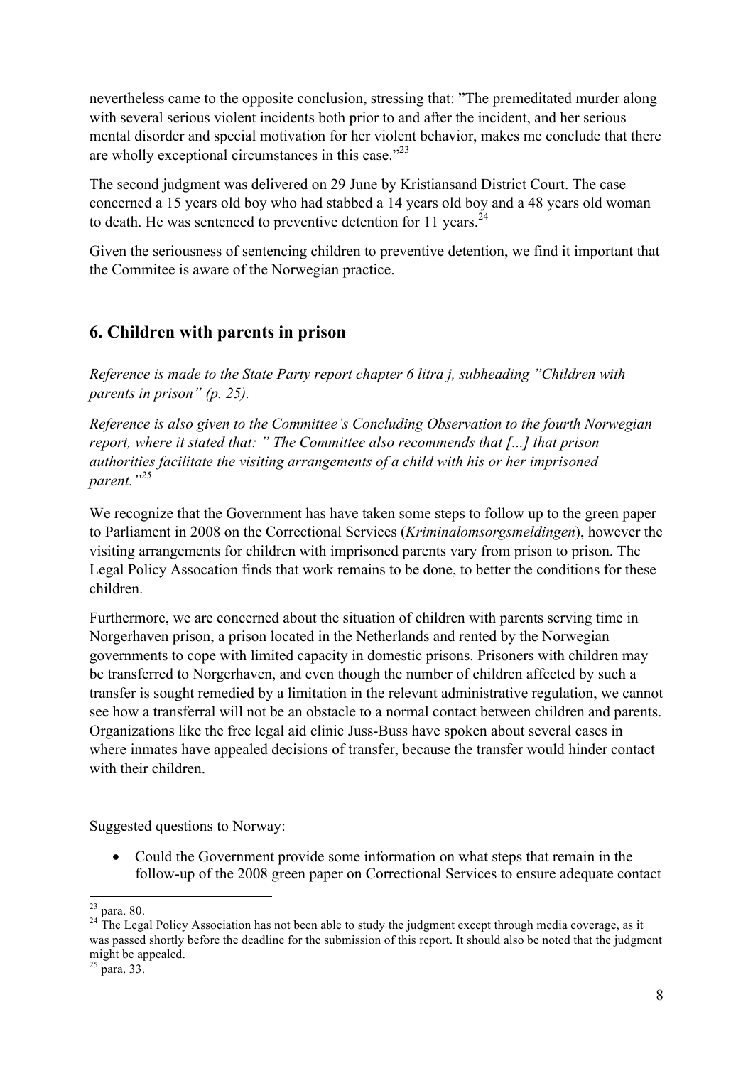nevertheless came to the opposite conclusion, stressing that: "The premeditated murder along with several serious violent incidents both prior to and after the incident, and her serious mental disorder and special motivation for her violent behavior, makes me conclude that there are wholly exceptional circumstances in this case."[23]

The second judgment was delivered on 29 June by Kristiansand District Court. The case concerned a 15 years old boy who had stabbed a 14 years old boy and a 48 years old woman to death. He was sentenced to preventive detention for 11 years.[24]

Given the seriousness of sentencing children to preventive detention, we find it important that the Commitee is aware of the Norwegian practice.

## 6. Children with parents in prison

*Reference is made to the State Party report chapter 6 litra j, subheading "Children with parents in prison" (p. 25).*

*Reference is also given to the Committee's Concluding Observation to the fourth Norwegian report, where it stated that: " The Committee also recommends that [...] that prison authorities facilitate the visiting arrangements of a child with his or her imprisoned parent."[25]*

We recognize that the Government has have taken some steps to follow up to the green paper to Parliament in 2008 on the Correctional Services (*Kriminalomsorgsmeldingen*), however the visiting arrangements for children with imprisoned parents vary from prison to prison. The Legal Policy Assocation finds that work remains to be done, to better the conditions for these children.

Furthermore, we are concerned about the situation of children with parents serving time in Norgerhaven prison, a prison located in the Netherlands and rented by the Norwegian governments to cope with limited capacity in domestic prisons. Prisoners with children may be transferred to Norgerhaven, and even though the number of children affected by such a transfer is sought remedied by a limitation in the relevant administrative regulation, we cannot see how a transferral will not be an obstacle to a normal contact between children and parents. Organizations like the free legal aid clinic Juss-Buss have spoken about several cases in where inmates have appealed decisions of transfer, because the transfer would hinder contact with their children.

Suggested questions to Norway:

- Could the Government provide some information on what steps that remain in the follow-up of the 2008 green paper on Correctional Services to ensure adequate contact

---

[23] para. 80.

[24] The Legal Policy Association has not been able to study the judgment except through media coverage, as it was passed shortly before the deadline for the submission of this report. It should also be noted that the judgment might be appealed.

[25] para. 33.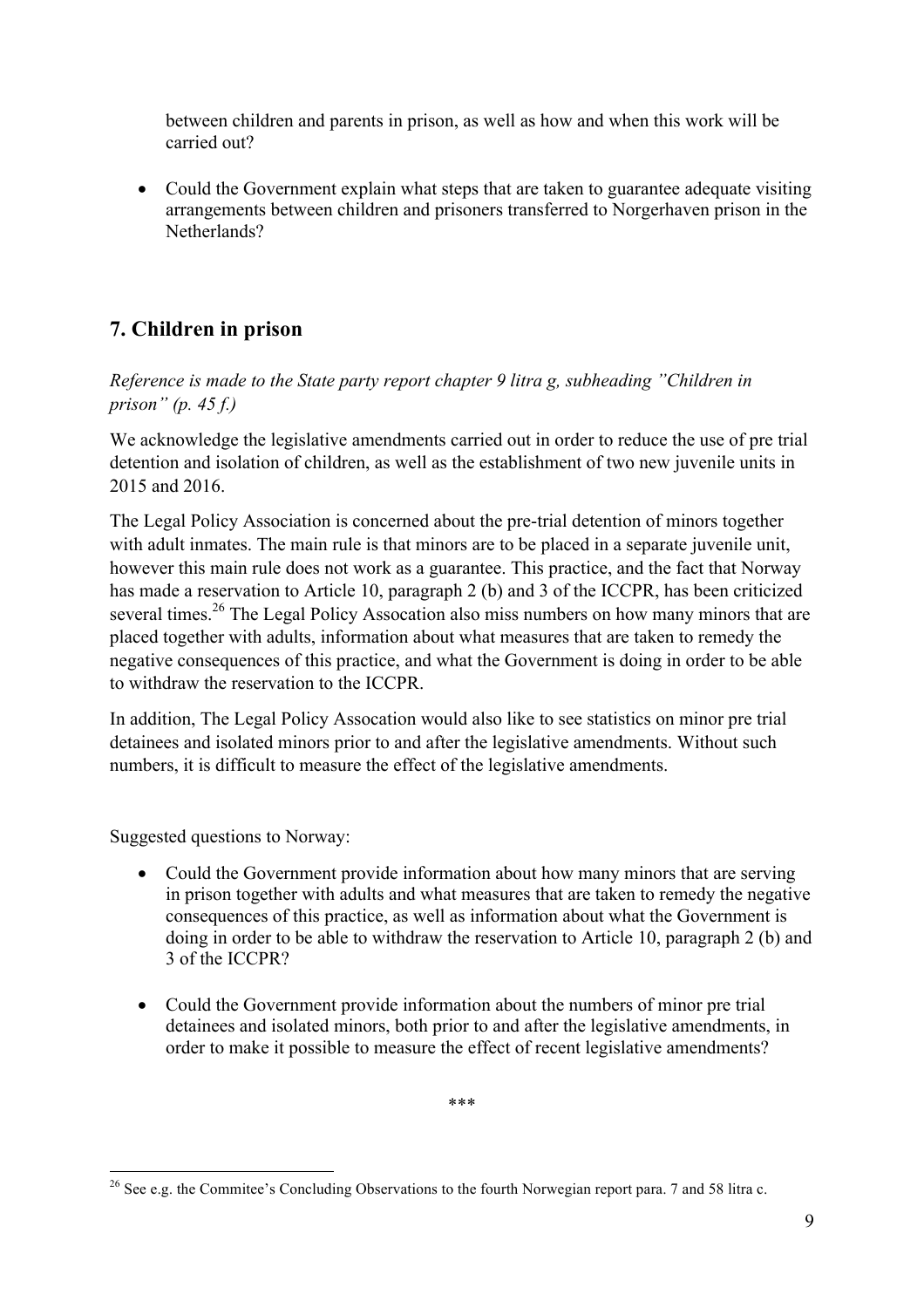between children and parents in prison, as well as how and when this work will be carried out?

- Could the Government explain what steps that are taken to guarantee adequate visiting arrangements between children and prisoners transferred to Norgerhaven prison in the Netherlands?

## 7. Children in prison

*Reference is made to the State party report chapter 9 litra g, subheading "Children in prison" (p. 45 f.)*

We acknowledge the legislative amendments carried out in order to reduce the use of pre trial detention and isolation of children, as well as the establishment of two new juvenile units in 2015 and 2016.

The Legal Policy Association is concerned about the pre-trial detention of minors together with adult inmates. The main rule is that minors are to be placed in a separate juvenile unit, however this main rule does not work as a guarantee. This practice, and the fact that Norway has made a reservation to Article 10, paragraph 2 (b) and 3 of the ICCPR, has been criticized several times.[26] The Legal Policy Assocation also miss numbers on how many minors that are placed together with adults, information about what measures that are taken to remedy the negative consequences of this practice, and what the Government is doing in order to be able to withdraw the reservation to the ICCPR.

In addition, The Legal Policy Assocation would also like to see statistics on minor pre trial detainees and isolated minors prior to and after the legislative amendments. Without such numbers, it is difficult to measure the effect of the legislative amendments.

Suggested questions to Norway:

- Could the Government provide information about how many minors that are serving in prison together with adults and what measures that are taken to remedy the negative consequences of this practice, as well as information about what the Government is doing in order to be able to withdraw the reservation to Article 10, paragraph 2 (b) and 3 of the ICCPR?

- Could the Government provide information about the numbers of minor pre trial detainees and isolated minors, both prior to and after the legislative amendments, in order to make it possible to measure the effect of recent legislative amendments?

***

[26] See e.g. the Commitee's Concluding Observations to the fourth Norwegian report para. 7 and 58 litra c.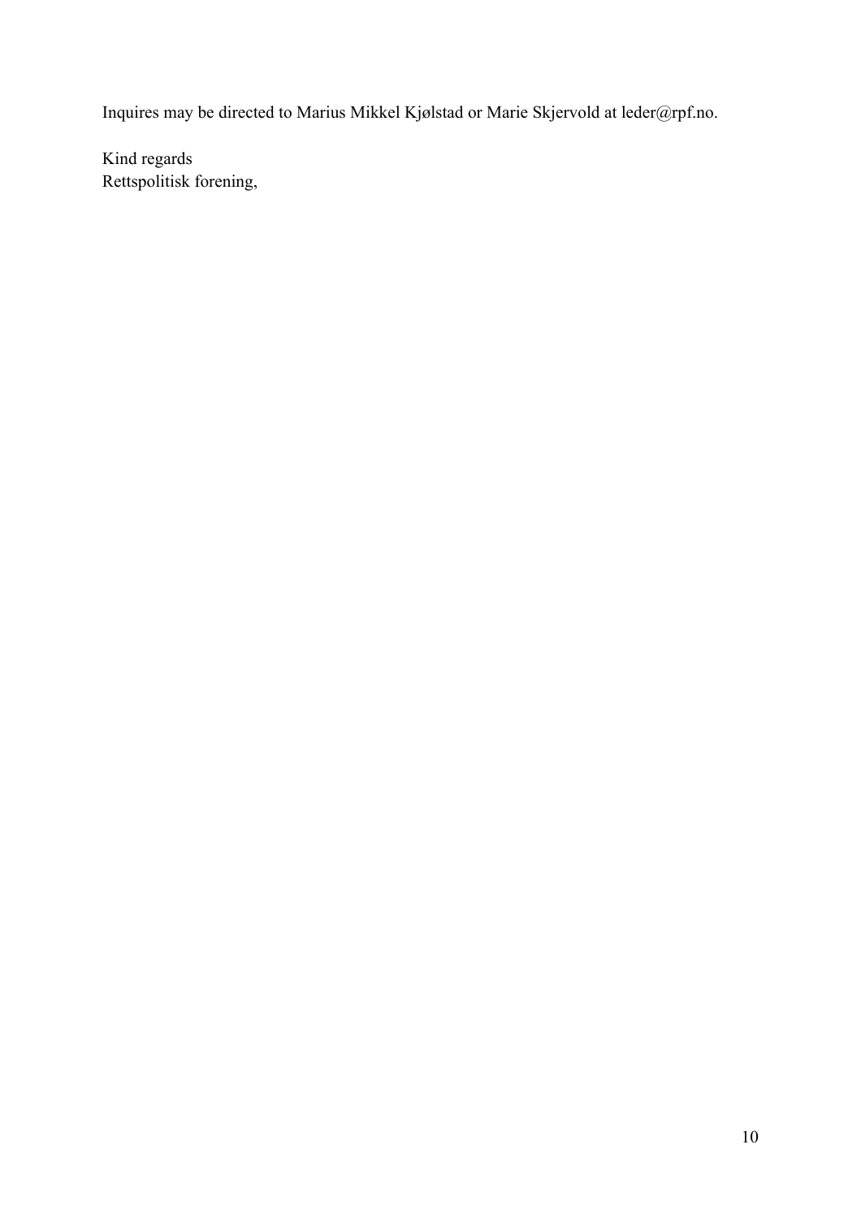Inquires may be directed to Marius Mikkel Kjølstad or Marie Skjervold at leder@rpf.no.

Kind regards
Rettspolitisk forening,